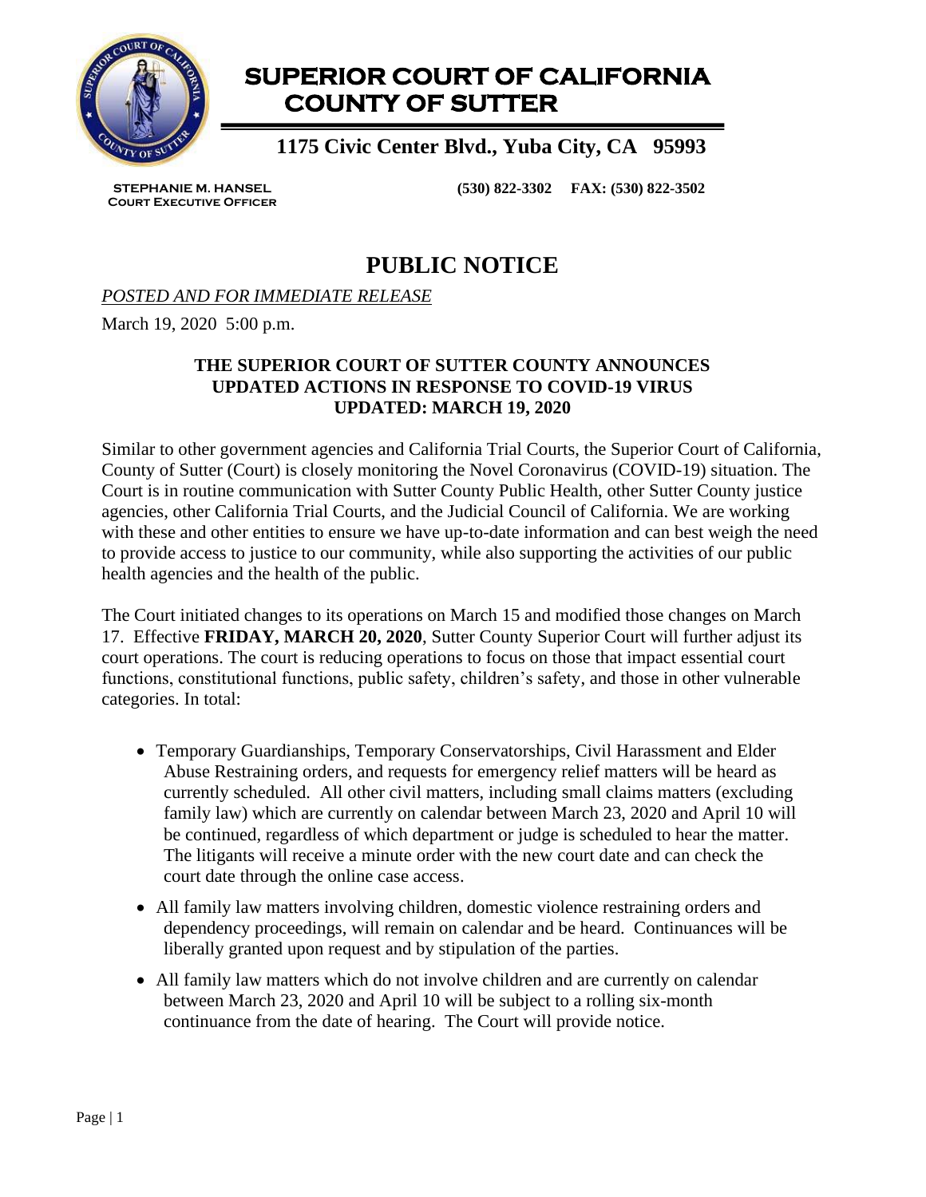# SUPERIOR COURT OF CALIFORNIA COUNTY OF SUTTER

**1175 Civic Center Blvd., Yuba City, CA 95993**

**STEPHANIE M. HANSEL**
**COURT EXECUTIVE OFFICER**

**(530) 822-3302 FAX: (530) 822-3502**

## PUBLIC NOTICE

*POSTED AND FOR IMMEDIATE RELEASE*

March 19, 2020 5:00 p.m.

**THE SUPERIOR COURT OF SUTTER COUNTY ANNOUNCES UPDATED ACTIONS IN RESPONSE TO COVID-19 VIRUS UPDATED: MARCH 19, 2020**

Similar to other government agencies and California Trial Courts, the Superior Court of California, County of Sutter (Court) is closely monitoring the Novel Coronavirus (COVID-19) situation. The Court is in routine communication with Sutter County Public Health, other Sutter County justice agencies, other California Trial Courts, and the Judicial Council of California. We are working with these and other entities to ensure we have up-to-date information and can best weigh the need to provide access to justice to our community, while also supporting the activities of our public health agencies and the health of the public.

The Court initiated changes to its operations on March 15 and modified those changes on March 17. Effective **FRIDAY, MARCH 20, 2020**, Sutter County Superior Court will further adjust its court operations. The court is reducing operations to focus on those that impact essential court functions, constitutional functions, public safety, children's safety, and those in other vulnerable categories. In total:

- Temporary Guardianships, Temporary Conservatorships, Civil Harassment and Elder Abuse Restraining orders, and requests for emergency relief matters will be heard as currently scheduled. All other civil matters, including small claims matters (excluding family law) which are currently on calendar between March 23, 2020 and April 10 will be continued, regardless of which department or judge is scheduled to hear the matter. The litigants will receive a minute order with the new court date and can check the court date through the online case access.
- All family law matters involving children, domestic violence restraining orders and dependency proceedings, will remain on calendar and be heard. Continuances will be liberally granted upon request and by stipulation of the parties.
- All family law matters which do not involve children and are currently on calendar between March 23, 2020 and April 10 will be subject to a rolling six-month continuance from the date of hearing. The Court will provide notice.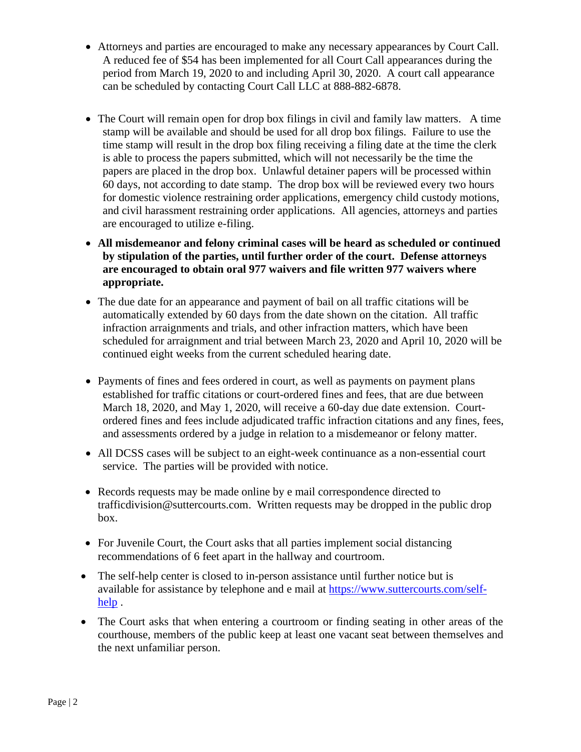- Attorneys and parties are encouraged to make any necessary appearances by Court Call. A reduced fee of $54 has been implemented for all Court Call appearances during the period from March 19, 2020 to and including April 30, 2020. A court call appearance can be scheduled by contacting Court Call LLC at 888-882-6878.

- The Court will remain open for drop box filings in civil and family law matters. A time stamp will be available and should be used for all drop box filings. Failure to use the time stamp will result in the drop box filing receiving a filing date at the time the clerk is able to process the papers submitted, which will not necessarily be the time the papers are placed in the drop box. Unlawful detainer papers will be processed within 60 days, not according to date stamp. The drop box will be reviewed every two hours for domestic violence restraining order applications, emergency child custody motions, and civil harassment restraining order applications. All agencies, attorneys and parties are encouraged to utilize e-filing.

- **All misdemeanor and felony criminal cases will be heard as scheduled or continued by stipulation of the parties, until further order of the court. Defense attorneys are encouraged to obtain oral 977 waivers and file written 977 waivers where appropriate.**

- The due date for an appearance and payment of bail on all traffic citations will be automatically extended by 60 days from the date shown on the citation. All traffic infraction arraignments and trials, and other infraction matters, which have been scheduled for arraignment and trial between March 23, 2020 and April 10, 2020 will be continued eight weeks from the current scheduled hearing date.

- Payments of fines and fees ordered in court, as well as payments on payment plans established for traffic citations or court-ordered fines and fees, that are due between March 18, 2020, and May 1, 2020, will receive a 60-day due date extension. Court-ordered fines and fees include adjudicated traffic infraction citations and any fines, fees, and assessments ordered by a judge in relation to a misdemeanor or felony matter.

- All DCSS cases will be subject to an eight-week continuance as a non-essential court service. The parties will be provided with notice.

- Records requests may be made online by e mail correspondence directed to trafficdivision@suttercourts.com. Written requests may be dropped in the public drop box.

- For Juvenile Court, the Court asks that all parties implement social distancing recommendations of 6 feet apart in the hallway and courtroom.

- The self-help center is closed to in-person assistance until further notice but is available for assistance by telephone and e mail at [https://www.suttercourts.com/self-help](https://www.suttercourts.com/self-help) .

- The Court asks that when entering a courtroom or finding seating in other areas of the courthouse, members of the public keep at least one vacant seat between themselves and the next unfamiliar person.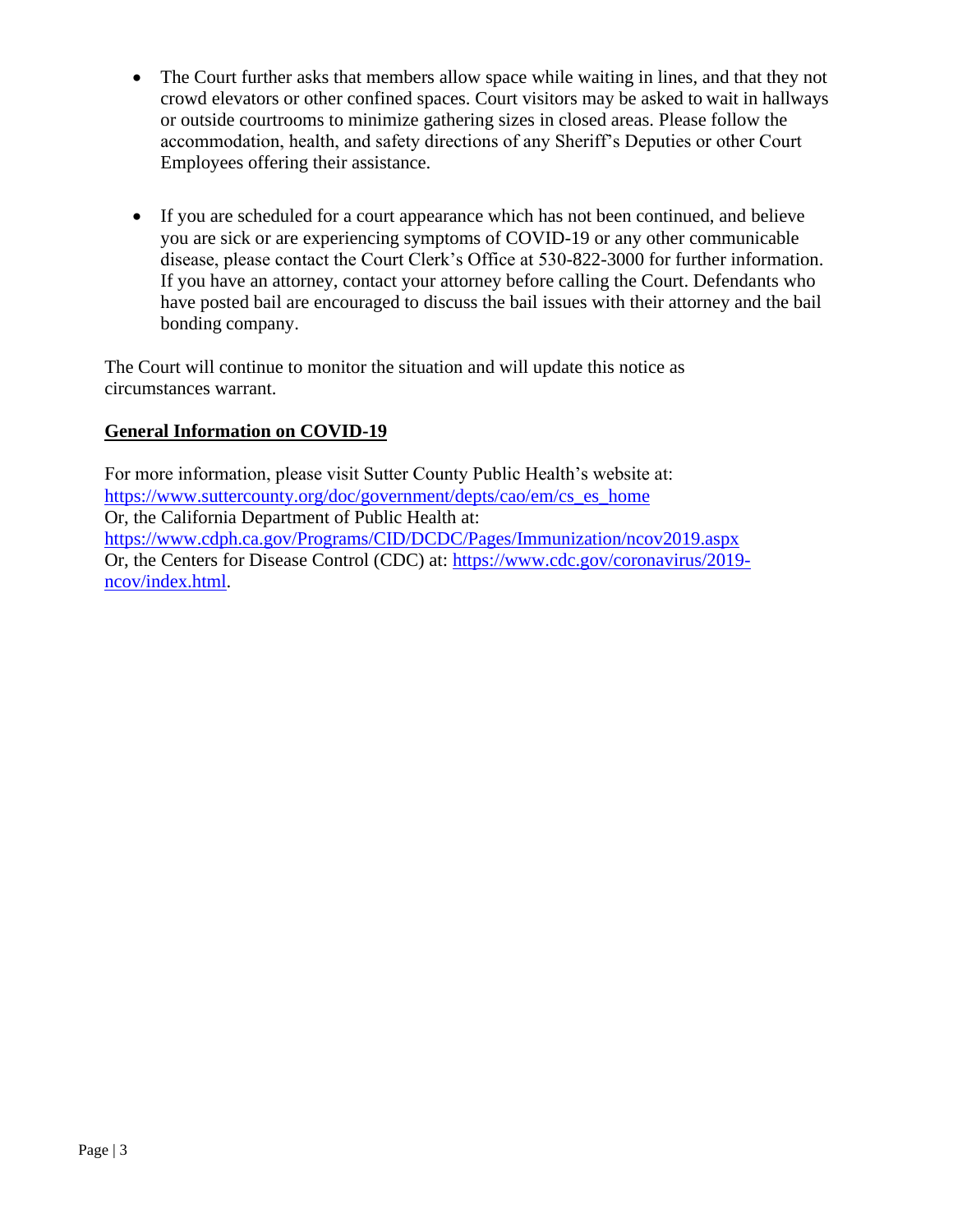- The Court further asks that members allow space while waiting in lines, and that they not crowd elevators or other confined spaces. Court visitors may be asked to wait in hallways or outside courtrooms to minimize gathering sizes in closed areas. Please follow the accommodation, health, and safety directions of any Sheriff's Deputies or other Court Employees offering their assistance.

- If you are scheduled for a court appearance which has not been continued, and believe you are sick or are experiencing symptoms of COVID-19 or any other communicable disease, please contact the Court Clerk's Office at 530-822-3000 for further information. If you have an attorney, contact your attorney before calling the Court. Defendants who have posted bail are encouraged to discuss the bail issues with their attorney and the bail bonding company.

The Court will continue to monitor the situation and will update this notice as circumstances warrant.

**General Information on COVID-19**

For more information, please visit Sutter County Public Health's website at:
https://www.suttercounty.org/doc/government/depts/cao/em/cs_es_home
Or, the California Department of Public Health at:
https://www.cdph.ca.gov/Programs/CID/DCDC/Pages/Immunization/ncov2019.aspx
Or, the Centers for Disease Control (CDC) at: https://www.cdc.gov/coronavirus/2019-ncov/index.html.